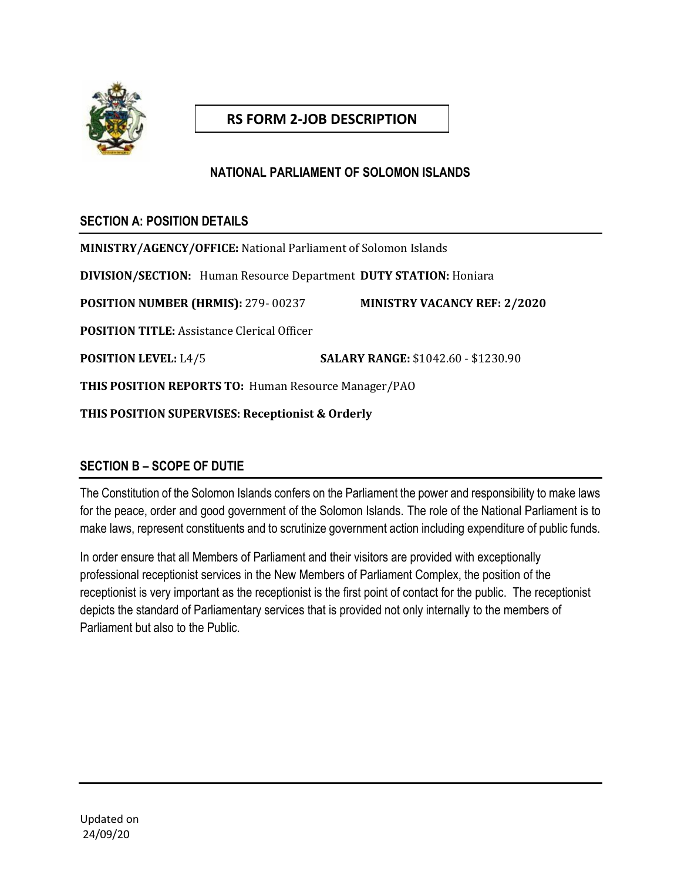# RS FORM 2-JOB DESCRIPTION

## NATIONAL PARLIAMENT OF SOLOMON ISLANDS

### SECTION A: POSITION DETAILS

**MINISTRY/AGENCY/OFFICE:** National Parliament of Solomon Islands

**DIVISION/SECTION:** Human Resource Department **DUTY STATION:** Honiara

**POSITION NUMBER (HRMIS):** 279- 00237 **MINISTRY VACANCY REF: 2/2020**

**POSITION TITLE:** Assistance Clerical Officer

**POSITION LEVEL:** L4/5 **SALARY RANGE:** $1042.60 - $1230.90

**THIS POSITION REPORTS TO:** Human Resource Manager/PAO

**THIS POSITION SUPERVISES: Receptionist & Orderly**

### SECTION B – SCOPE OF DUTIE

The Constitution of the Solomon Islands confers on the Parliament the power and responsibility to make laws for the peace, order and good government of the Solomon Islands. The role of the National Parliament is to make laws, represent constituents and to scrutinize government action including expenditure of public funds.

In order ensure that all Members of Parliament and their visitors are provided with exceptionally professional receptionist services in the New Members of Parliament Complex, the position of the receptionist is very important as the receptionist is the first point of contact for the public. The receptionist depicts the standard of Parliamentary services that is provided not only internally to the members of Parliament but also to the Public.

Updated on
24/09/20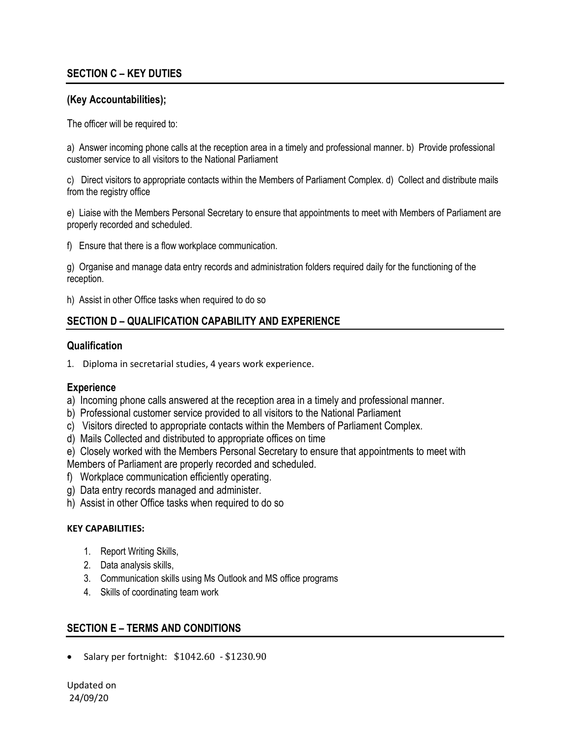## SECTION C – KEY DUTIES

### (Key Accountabilities);

The officer will be required to:

a) Answer incoming phone calls at the reception area in a timely and professional manner. b) Provide professional customer service to all visitors to the National Parliament

c) Direct visitors to appropriate contacts within the Members of Parliament Complex. d) Collect and distribute mails from the registry office

e) Liaise with the Members Personal Secretary to ensure that appointments to meet with Members of Parliament are properly recorded and scheduled.

f) Ensure that there is a flow workplace communication.

g) Organise and manage data entry records and administration folders required daily for the functioning of the reception.

h) Assist in other Office tasks when required to do so

## SECTION D – QUALIFICATION CAPABILITY AND EXPERIENCE

### Qualification

1. Diploma in secretarial studies, 4 years work experience.

### Experience

a) Incoming phone calls answered at the reception area in a timely and professional manner.
b) Professional customer service provided to all visitors to the National Parliament
c) Visitors directed to appropriate contacts within the Members of Parliament Complex.
d) Mails Collected and distributed to appropriate offices on time
e) Closely worked with the Members Personal Secretary to ensure that appointments to meet with Members of Parliament are properly recorded and scheduled.
f) Workplace communication efficiently operating.
g) Data entry records managed and administer.
h) Assist in other Office tasks when required to do so

**KEY CAPABILITIES:**

1. Report Writing Skills,
2. Data analysis skills,
3. Communication skills using Ms Outlook and MS office programs
4. Skills of coordinating team work

## SECTION E – TERMS AND CONDITIONS

- Salary per fortnight: $1042.60 - $1230.90

Updated on
24/09/20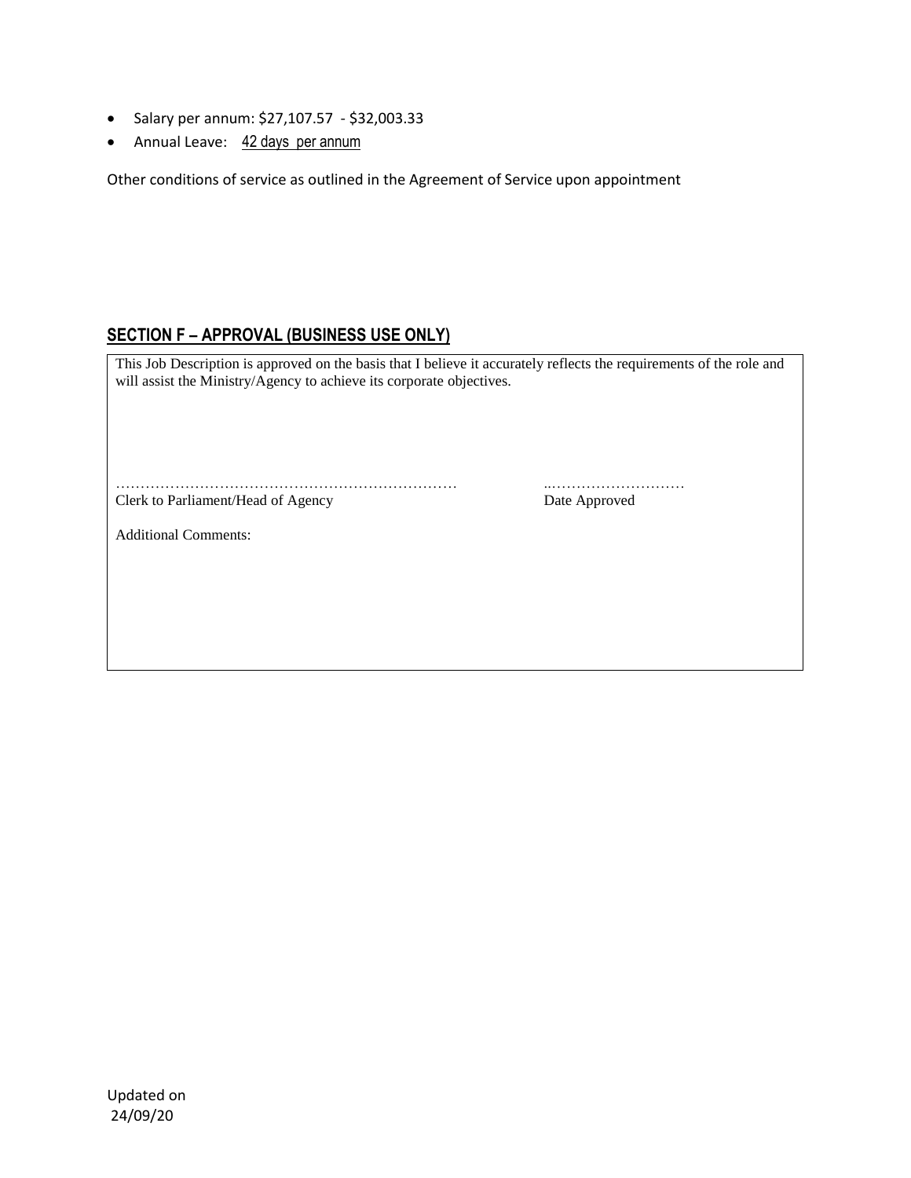- Salary per annum: $27,107.57 - $32,003.33
- Annual Leave: 42 days per annum

Other conditions of service as outlined in the Agreement of Service upon appointment

## SECTION F – APPROVAL (BUSINESS USE ONLY)

This Job Description is approved on the basis that I believe it accurately reflects the requirements of the role and will assist the Ministry/Agency to achieve its corporate objectives.

…………………………………………………………… ..………………………

Clerk to Parliament/Head of Agency Date Approved

Additional Comments:

Updated on
24/09/20